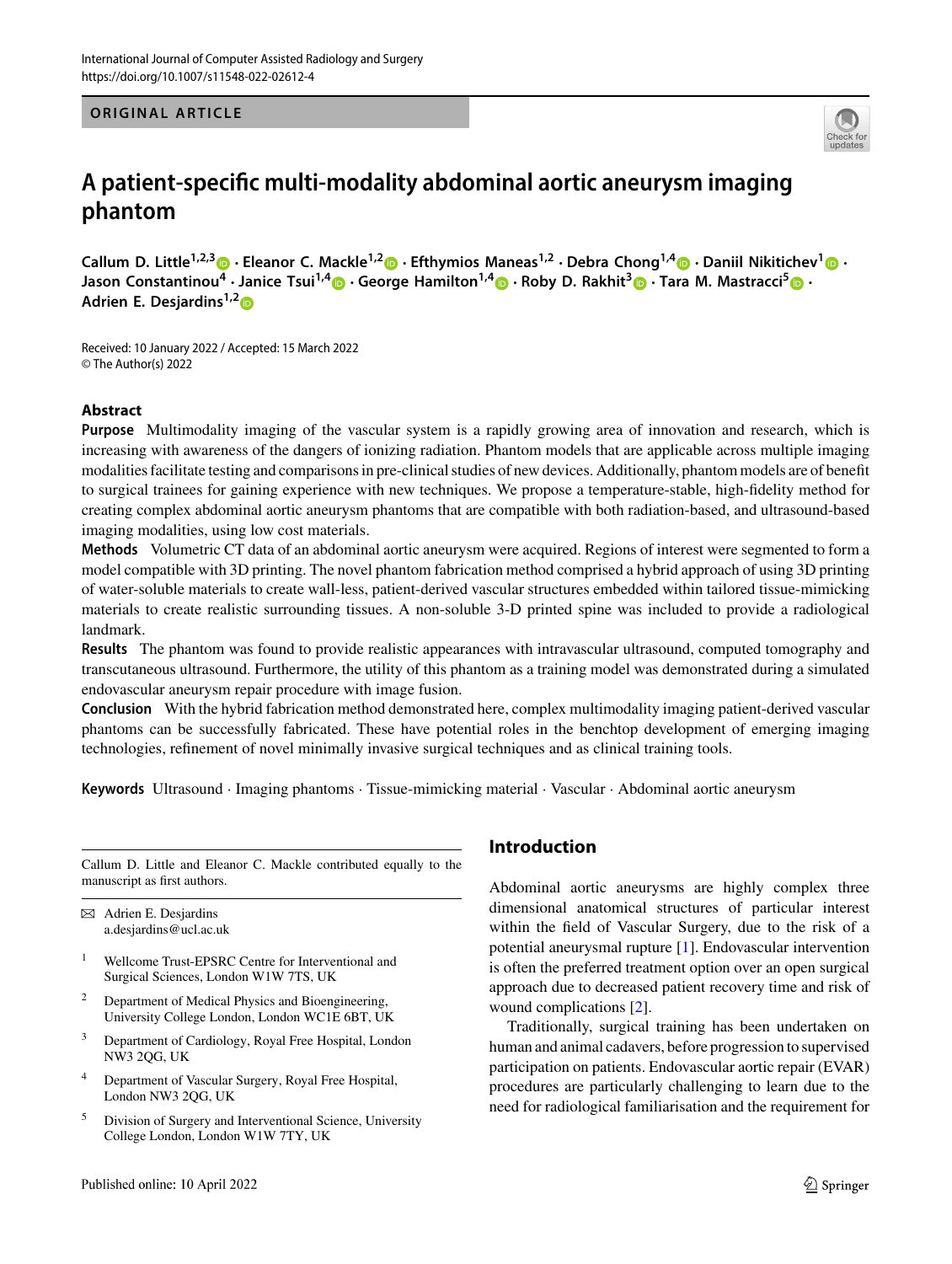ORIGINAL ARTICLE

# A patient-specific multi-modality abdominal aortic aneurysm imaging phantom

**Callum D. Little[1,2,3] · Eleanor C. Mackle[1,2] · Efthymios Maneas[1,2] · Debra Chong[1,4] · Daniil Nikitichev[1] · Jason Constantinou[4] · Janice Tsui[1,4] · George Hamilton[1,4] · Roby D. Rakhit[3] · Tara M. Mastracci[5] · Adrien E. Desjardins[1,2]**

Received: 10 January 2022 / Accepted: 15 March 2022
© The Author(s) 2022

## Abstract

**Purpose** Multimodality imaging of the vascular system is a rapidly growing area of innovation and research, which is increasing with awareness of the dangers of ionizing radiation. Phantom models that are applicable across multiple imaging modalities facilitate testing and comparisons in pre-clinical studies of new devices. Additionally, phantom models are of benefit to surgical trainees for gaining experience with new techniques. We propose a temperature-stable, high-fidelity method for creating complex abdominal aortic aneurysm phantoms that are compatible with both radiation-based, and ultrasound-based imaging modalities, using low cost materials.

**Methods** Volumetric CT data of an abdominal aortic aneurysm were acquired. Regions of interest were segmented to form a model compatible with 3D printing. The novel phantom fabrication method comprised a hybrid approach of using 3D printing of water-soluble materials to create wall-less, patient-derived vascular structures embedded within tailored tissue-mimicking materials to create realistic surrounding tissues. A non-soluble 3-D printed spine was included to provide a radiological landmark.

**Results** The phantom was found to provide realistic appearances with intravascular ultrasound, computed tomography and transcutaneous ultrasound. Furthermore, the utility of this phantom as a training model was demonstrated during a simulated endovascular aneurysm repair procedure with image fusion.

**Conclusion** With the hybrid fabrication method demonstrated here, complex multimodality imaging patient-derived vascular phantoms can be successfully fabricated. These have potential roles in the benchtop development of emerging imaging technologies, refinement of novel minimally invasive surgical techniques and as clinical training tools.

**Keywords** Ultrasound · Imaging phantoms · Tissue-mimicking material · Vascular · Abdominal aortic aneurysm

Callum D. Little and Eleanor C. Mackle contributed equally to the manuscript as first authors.

✉ Adrien E. Desjardins
a.desjardins@ucl.ac.uk

1 Wellcome Trust-EPSRC Centre for Interventional and Surgical Sciences, London W1W 7TS, UK

2 Department of Medical Physics and Bioengineering, University College London, London WC1E 6BT, UK

3 Department of Cardiology, Royal Free Hospital, London NW3 2QG, UK

4 Department of Vascular Surgery, Royal Free Hospital, London NW3 2QG, UK

5 Division of Surgery and Interventional Science, University College London, London W1W 7TY, UK

## Introduction

Abdominal aortic aneurysms are highly complex three dimensional anatomical structures of particular interest within the field of Vascular Surgery, due to the risk of a potential aneurysmal rupture [1]. Endovascular intervention is often the preferred treatment option over an open surgical approach due to decreased patient recovery time and risk of wound complications [2].

Traditionally, surgical training has been undertaken on human and animal cadavers, before progression to supervised participation on patients. Endovascular aortic repair (EVAR) procedures are particularly challenging to learn due to the need for radiological familiarisation and the requirement for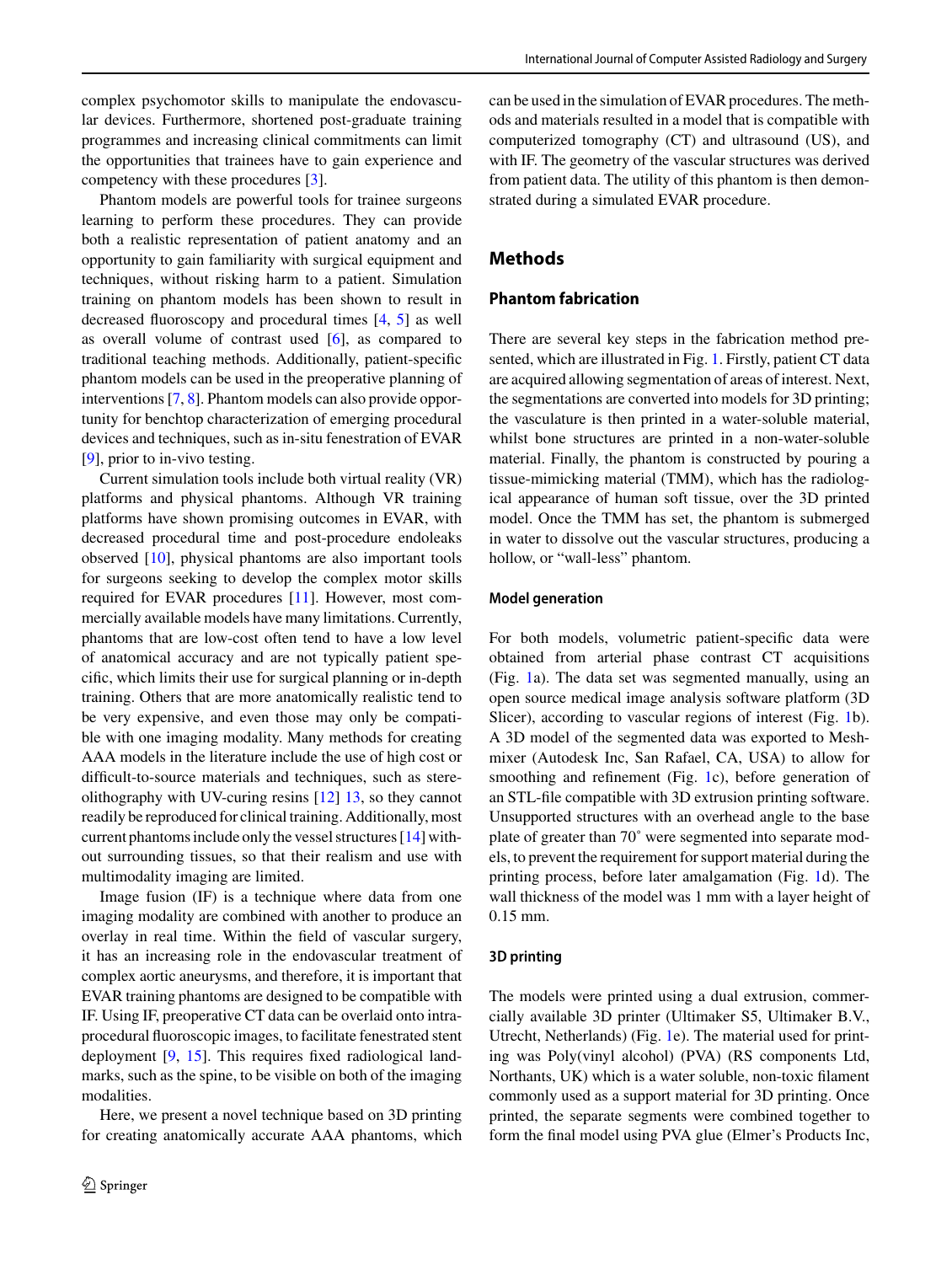complex psychomotor skills to manipulate the endovascular devices. Furthermore, shortened post-graduate training programmes and increasing clinical commitments can limit the opportunities that trainees have to gain experience and competency with these procedures [3].

Phantom models are powerful tools for trainee surgeons learning to perform these procedures. They can provide both a realistic representation of patient anatomy and an opportunity to gain familiarity with surgical equipment and techniques, without risking harm to a patient. Simulation training on phantom models has been shown to result in decreased fluoroscopy and procedural times [4, 5] as well as overall volume of contrast used [6], as compared to traditional teaching methods. Additionally, patient-specific phantom models can be used in the preoperative planning of interventions [7, 8]. Phantom models can also provide opportunity for benchtop characterization of emerging procedural devices and techniques, such as in-situ fenestration of EVAR [9], prior to in-vivo testing.

Current simulation tools include both virtual reality (VR) platforms and physical phantoms. Although VR training platforms have shown promising outcomes in EVAR, with decreased procedural time and post-procedure endoleaks observed [10], physical phantoms are also important tools for surgeons seeking to develop the complex motor skills required for EVAR procedures [11]. However, most commercially available models have many limitations. Currently, phantoms that are low-cost often tend to have a low level of anatomical accuracy and are not typically patient specific, which limits their use for surgical planning or in-depth training. Others that are more anatomically realistic tend to be very expensive, and even those may only be compatible with one imaging modality. Many methods for creating AAA models in the literature include the use of high cost or difficult-to-source materials and techniques, such as stereolithography with UV-curing resins [12] 13, so they cannot readily be reproduced for clinical training. Additionally, most current phantoms include only the vessel structures [14] without surrounding tissues, so that their realism and use with multimodality imaging are limited.

Image fusion (IF) is a technique where data from one imaging modality are combined with another to produce an overlay in real time. Within the field of vascular surgery, it has an increasing role in the endovascular treatment of complex aortic aneurysms, and therefore, it is important that EVAR training phantoms are designed to be compatible with IF. Using IF, preoperative CT data can be overlaid onto intra-procedural fluoroscopic images, to facilitate fenestrated stent deployment [9, 15]. This requires fixed radiological landmarks, such as the spine, to be visible on both of the imaging modalities.

Here, we present a novel technique based on 3D printing for creating anatomically accurate AAA phantoms, which can be used in the simulation of EVAR procedures. The methods and materials resulted in a model that is compatible with computerized tomography (CT) and ultrasound (US), and with IF. The geometry of the vascular structures was derived from patient data. The utility of this phantom is then demonstrated during a simulated EVAR procedure.

## Methods

### Phantom fabrication

There are several key steps in the fabrication method presented, which are illustrated in Fig. 1. Firstly, patient CT data are acquired allowing segmentation of areas of interest. Next, the segmentations are converted into models for 3D printing; the vasculature is then printed in a water-soluble material, whilst bone structures are printed in a non-water-soluble material. Finally, the phantom is constructed by pouring a tissue-mimicking material (TMM), which has the radiological appearance of human soft tissue, over the 3D printed model. Once the TMM has set, the phantom is submerged in water to dissolve out the vascular structures, producing a hollow, or "wall-less" phantom.

#### Model generation

For both models, volumetric patient-specific data were obtained from arterial phase contrast CT acquisitions (Fig. 1a). The data set was segmented manually, using an open source medical image analysis software platform (3D Slicer), according to vascular regions of interest (Fig. 1b). A 3D model of the segmented data was exported to Meshmixer (Autodesk Inc, San Rafael, CA, USA) to allow for smoothing and refinement (Fig. 1c), before generation of an STL-file compatible with 3D extrusion printing software. Unsupported structures with an overhead angle to the base plate of greater than 70° were segmented into separate models, to prevent the requirement for support material during the printing process, before later amalgamation (Fig. 1d). The wall thickness of the model was 1 mm with a layer height of 0.15 mm.

#### 3D printing

The models were printed using a dual extrusion, commercially available 3D printer (Ultimaker S5, Ultimaker B.V., Utrecht, Netherlands) (Fig. 1e). The material used for printing was Poly(vinyl alcohol) (PVA) (RS components Ltd, Northants, UK) which is a water soluble, non-toxic filament commonly used as a support material for 3D printing. Once printed, the separate segments were combined together to form the final model using PVA glue (Elmer's Products Inc,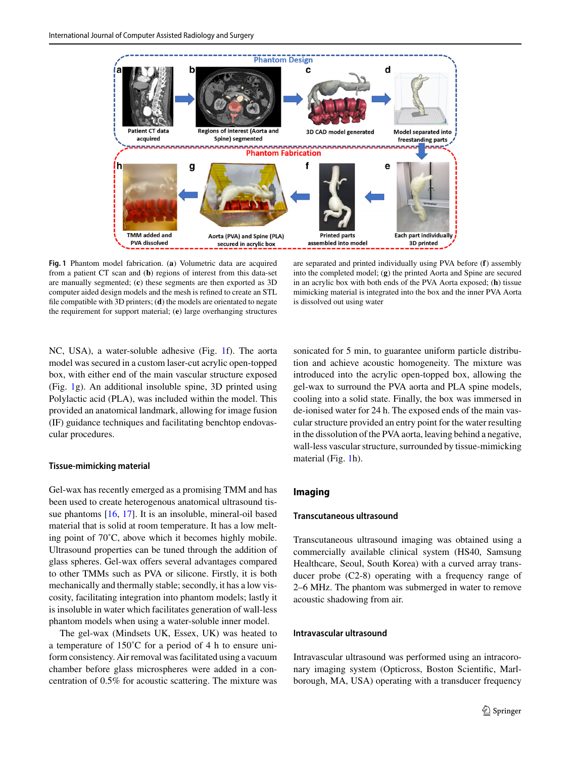**Fig. 1** Phantom model fabrication. (**a**) Volumetric data are acquired from a patient CT scan and (**b**) regions of interest from this data-set are manually segmented; (**c**) these segments are then exported as 3D computer aided design models and the mesh is refined to create an STL file compatible with 3D printers; (**d**) the models are orientated to negate the requirement for support material; (**e**) large overhanging structures are separated and printed individually using PVA before (**f**) assembly into the completed model; (**g**) the printed Aorta and Spine are secured in an acrylic box with both ends of the PVA Aorta exposed; (**h**) tissue mimicking material is integrated into the box and the inner PVA Aorta is dissolved out using water

NC, USA), a water-soluble adhesive (Fig. 1f). The aorta model was secured in a custom laser-cut acrylic open-topped box, with either end of the main vascular structure exposed (Fig. 1g). An additional insoluble spine, 3D printed using Polylactic acid (PLA), was included within the model. This provided an anatomical landmark, allowing for image fusion (IF) guidance techniques and facilitating benchtop endovascular procedures.

### Tissue-mimicking material

Gel-wax has recently emerged as a promising TMM and has been used to create heterogenous anatomical ultrasound tissue phantoms [16, 17]. It is an insoluble, mineral-oil based material that is solid at room temperature. It has a low melting point of 70˚C, above which it becomes highly mobile. Ultrasound properties can be tuned through the addition of glass spheres. Gel-wax offers several advantages compared to other TMMs such as PVA or silicone. Firstly, it is both mechanically and thermally stable; secondly, it has a low viscosity, facilitating integration into phantom models; lastly it is insoluble in water which facilitates generation of wall-less phantom models when using a water-soluble inner model.

The gel-wax (Mindsets UK, Essex, UK) was heated to a temperature of 150˚C for a period of 4 h to ensure uniform consistency. Air removal was facilitated using a vacuum chamber before glass microspheres were added in a concentration of 0.5% for acoustic scattering. The mixture was sonicated for 5 min, to guarantee uniform particle distribution and achieve acoustic homogeneity. The mixture was introduced into the acrylic open-topped box, allowing the gel-wax to surround the PVA aorta and PLA spine models, cooling into a solid state. Finally, the box was immersed in de-ionised water for 24 h. The exposed ends of the main vascular structure provided an entry point for the water resulting in the dissolution of the PVA aorta, leaving behind a negative, wall-less vascular structure, surrounded by tissue-mimicking material (Fig. 1h).

## Imaging

### Transcutaneous ultrasound

Transcutaneous ultrasound imaging was obtained using a commercially available clinical system (HS40, Samsung Healthcare, Seoul, South Korea) with a curved array transducer probe (C2-8) operating with a frequency range of 2–6 MHz. The phantom was submerged in water to remove acoustic shadowing from air.

### Intravascular ultrasound

Intravascular ultrasound was performed using an intracoronary imaging system (Opticross, Boston Scientific, Marlborough, MA, USA) operating with a transducer frequency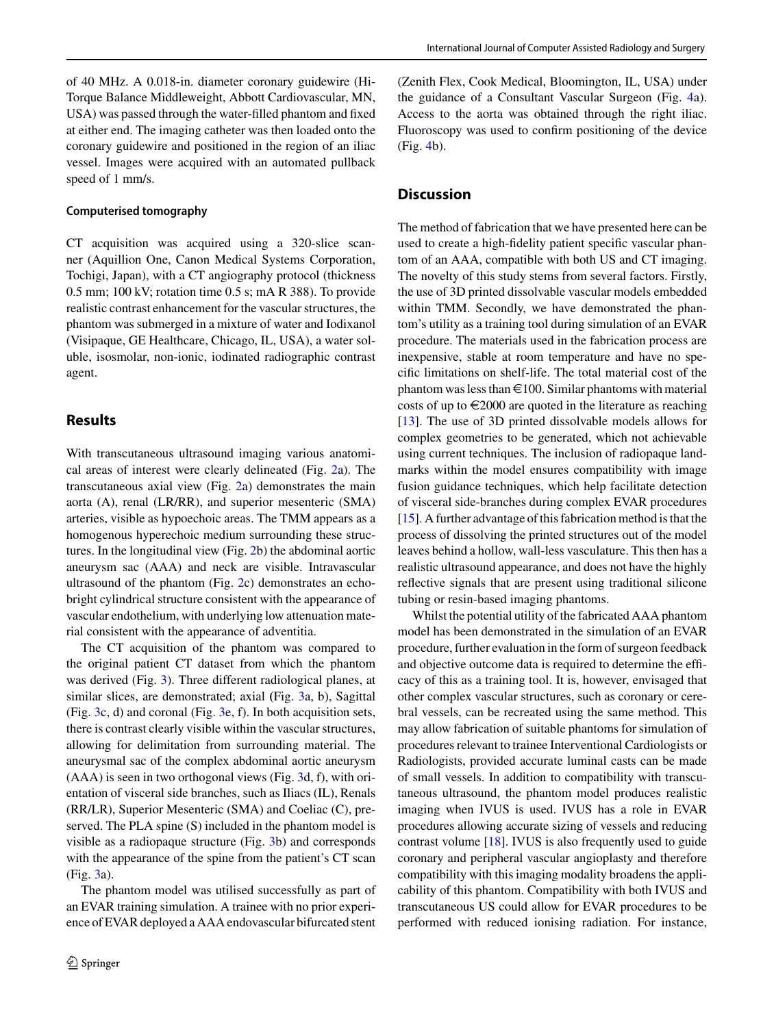of 40 MHz. A 0.018-in. diameter coronary guidewire (Hi-Torque Balance Middleweight, Abbott Cardiovascular, MN, USA) was passed through the water-filled phantom and fixed at either end. The imaging catheter was then loaded onto the coronary guidewire and positioned in the region of an iliac vessel. Images were acquired with an automated pullback speed of 1 mm/s.

#### Computerised tomography

CT acquisition was acquired using a 320-slice scanner (Aquillion One, Canon Medical Systems Corporation, Tochigi, Japan), with a CT angiography protocol (thickness 0.5 mm; 100 kV; rotation time 0.5 s; mA R 388). To provide realistic contrast enhancement for the vascular structures, the phantom was submerged in a mixture of water and Iodixanol (Visipaque, GE Healthcare, Chicago, IL, USA), a water soluble, isosmolar, non-ionic, iodinated radiographic contrast agent.

## Results

With transcutaneous ultrasound imaging various anatomical areas of interest were clearly delineated (Fig. 2a). The transcutaneous axial view (Fig. 2a) demonstrates the main aorta (A), renal (LR/RR), and superior mesenteric (SMA) arteries, visible as hypoechoic areas. The TMM appears as a homogenous hyperechoic medium surrounding these structures. In the longitudinal view (Fig. 2b) the abdominal aortic aneurysm sac (AAA) and neck are visible. Intravascular ultrasound of the phantom (Fig. 2c) demonstrates an echo-bright cylindrical structure consistent with the appearance of vascular endothelium, with underlying low attenuation material consistent with the appearance of adventitia.

The CT acquisition of the phantom was compared to the original patient CT dataset from which the phantom was derived (Fig. 3). Three different radiological planes, at similar slices, are demonstrated; axial (Fig. 3a, b), Sagittal (Fig. 3c, d) and coronal (Fig. 3e, f). In both acquisition sets, there is contrast clearly visible within the vascular structures, allowing for delimitation from surrounding material. The aneurysmal sac of the complex abdominal aortic aneurysm (AAA) is seen in two orthogonal views (Fig. 3d, f), with orientation of visceral side branches, such as Iliacs (IL), Renals (RR/LR), Superior Mesenteric (SMA) and Coeliac (C), preserved. The PLA spine (S) included in the phantom model is visible as a radiopaque structure (Fig. 3b) and corresponds with the appearance of the spine from the patient's CT scan (Fig. 3a).

The phantom model was utilised successfully as part of an EVAR training simulation. A trainee with no prior experience of EVAR deployed a AAA endovascular bifurcated stent (Zenith Flex, Cook Medical, Bloomington, IL, USA) under the guidance of a Consultant Vascular Surgeon (Fig. 4a). Access to the aorta was obtained through the right iliac. Fluoroscopy was used to confirm positioning of the device (Fig. 4b).

## Discussion

The method of fabrication that we have presented here can be used to create a high-fidelity patient specific vascular phantom of an AAA, compatible with both US and CT imaging. The novelty of this study stems from several factors. Firstly, the use of 3D printed dissolvable vascular models embedded within TMM. Secondly, we have demonstrated the phantom's utility as a training tool during simulation of an EVAR procedure. The materials used in the fabrication process are inexpensive, stable at room temperature and have no specific limitations on shelf-life. The total material cost of the phantom was less than €100. Similar phantoms with material costs of up to €2000 are quoted in the literature as reaching [13]. The use of 3D printed dissolvable models allows for complex geometries to be generated, which not achievable using current techniques. The inclusion of radiopaque landmarks within the model ensures compatibility with image fusion guidance techniques, which help facilitate detection of visceral side-branches during complex EVAR procedures [15]. A further advantage of this fabrication method is that the process of dissolving the printed structures out of the model leaves behind a hollow, wall-less vasculature. This then has a realistic ultrasound appearance, and does not have the highly reflective signals that are present using traditional silicone tubing or resin-based imaging phantoms.

Whilst the potential utility of the fabricated AAA phantom model has been demonstrated in the simulation of an EVAR procedure, further evaluation in the form of surgeon feedback and objective outcome data is required to determine the efficacy of this as a training tool. It is, however, envisaged that other complex vascular structures, such as coronary or cerebral vessels, can be recreated using the same method. This may allow fabrication of suitable phantoms for simulation of procedures relevant to trainee Interventional Cardiologists or Radiologists, provided accurate luminal casts can be made of small vessels. In addition to compatibility with transcutaneous ultrasound, the phantom model produces realistic imaging when IVUS is used. IVUS has a role in EVAR procedures allowing accurate sizing of vessels and reducing contrast volume [18]. IVUS is also frequently used to guide coronary and peripheral vascular angioplasty and therefore compatibility with this imaging modality broadens the applicability of this phantom. Compatibility with both IVUS and transcutaneous US could allow for EVAR procedures to be performed with reduced ionising radiation. For instance,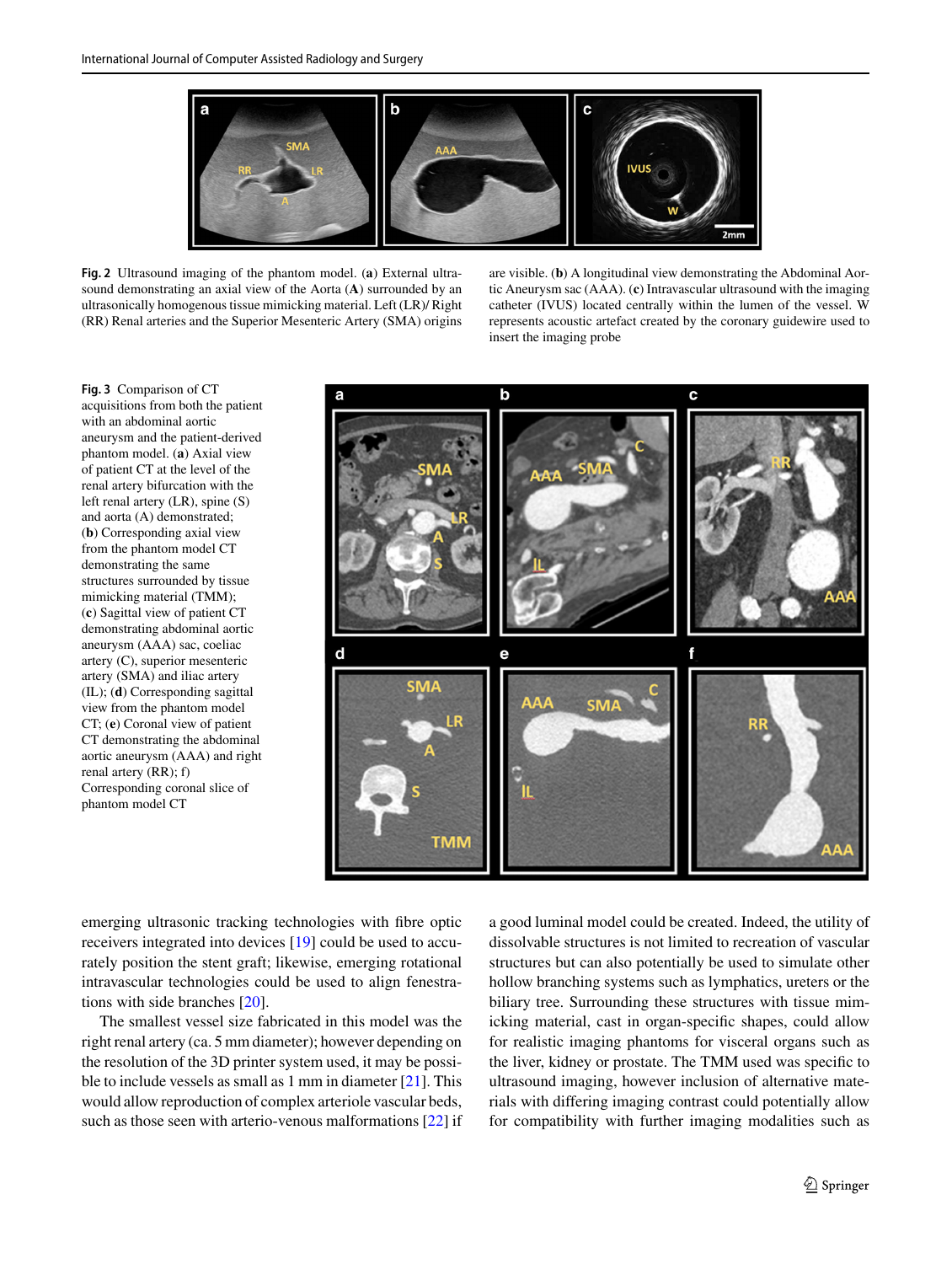**Fig. 2** Ultrasound imaging of the phantom model. (**a**) External ultrasound demonstrating an axial view of the Aorta (**A**) surrounded by an ultrasonically homogenous tissue mimicking material. Left (LR)/ Right (RR) Renal arteries and the Superior Mesenteric Artery (SMA) origins are visible. (**b**) A longitudinal view demonstrating the Abdominal Aortic Aneurysm sac (AAA). (**c**) Intravascular ultrasound with the imaging catheter (IVUS) located centrally within the lumen of the vessel. W represents acoustic artefact created by the coronary guidewire used to insert the imaging probe

**Fig. 3** Comparison of CT acquisitions from both the patient with an abdominal aortic aneurysm and the patient-derived phantom model. (**a**) Axial view of patient CT at the level of the renal artery bifurcation with the left renal artery (LR), spine (S) and aorta (A) demonstrated; (**b**) Corresponding axial view from the phantom model CT demonstrating the same structures surrounded by tissue mimicking material (TMM); (**c**) Sagittal view of patient CT demonstrating abdominal aortic aneurysm (AAA) sac, coeliac artery (C), superior mesenteric artery (SMA) and iliac artery (IL); (**d**) Corresponding sagittal view from the phantom model CT; (**e**) Coronal view of patient CT demonstrating the abdominal aortic aneurysm (AAA) and right renal artery (RR); f) Corresponding coronal slice of phantom model CT

emerging ultrasonic tracking technologies with fibre optic receivers integrated into devices [19] could be used to accurately position the stent graft; likewise, emerging rotational intravascular technologies could be used to align fenestrations with side branches [20].

The smallest vessel size fabricated in this model was the right renal artery (ca. 5 mm diameter); however depending on the resolution of the 3D printer system used, it may be possible to include vessels as small as 1 mm in diameter [21]. This would allow reproduction of complex arteriole vascular beds, such as those seen with arterio-venous malformations [22] if a good luminal model could be created. Indeed, the utility of dissolvable structures is not limited to recreation of vascular structures but can also potentially be used to simulate other hollow branching systems such as lymphatics, ureters or the biliary tree. Surrounding these structures with tissue mimicking material, cast in organ-specific shapes, could allow for realistic imaging phantoms for visceral organs such as the liver, kidney or prostate. The TMM used was specific to ultrasound imaging, however inclusion of alternative materials with differing imaging contrast could potentially allow for compatibility with further imaging modalities such as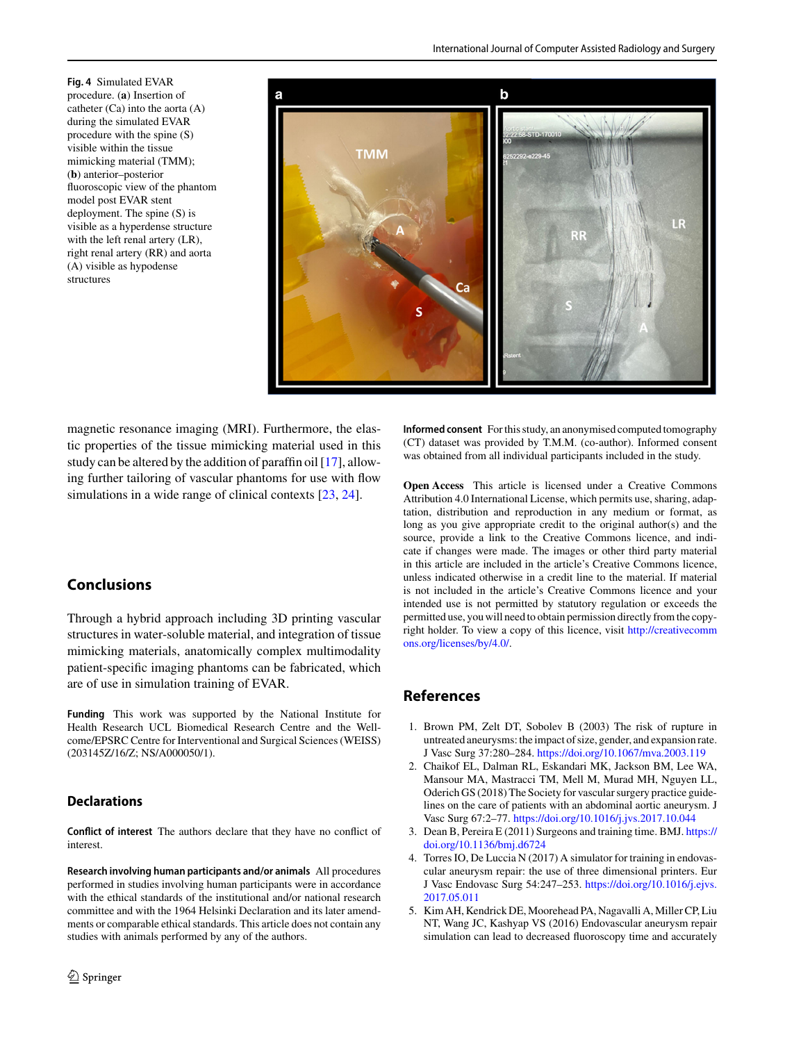**Fig. 4** Simulated EVAR procedure. (**a**) Insertion of catheter (Ca) into the aorta (A) during the simulated EVAR procedure with the spine (S) visible within the tissue mimicking material (TMM); (**b**) anterior–posterior fluoroscopic view of the phantom model post EVAR stent deployment. The spine (S) is visible as a hyperdense structure with the left renal artery (LR), right renal artery (RR) and aorta (A) visible as hypodense structures

magnetic resonance imaging (MRI). Furthermore, the elastic properties of the tissue mimicking material used in this study can be altered by the addition of paraffin oil [17], allowing further tailoring of vascular phantoms for use with flow simulations in a wide range of clinical contexts [23, 24].

## Conclusions

Through a hybrid approach including 3D printing vascular structures in water-soluble material, and integration of tissue mimicking materials, anatomically complex multimodality patient-specific imaging phantoms can be fabricated, which are of use in simulation training of EVAR.

**Funding** This work was supported by the National Institute for Health Research UCL Biomedical Research Centre and the Wellcome/EPSRC Centre for Interventional and Surgical Sciences (WEISS) (203145Z/16/Z; NS/A000050/1).

## Declarations

**Conflict of interest** The authors declare that they have no conflict of interest.

**Research involving human participants and/or animals** All procedures performed in studies involving human participants were in accordance with the ethical standards of the institutional and/or national research committee and with the 1964 Helsinki Declaration and its later amendments or comparable ethical standards. This article does not contain any studies with animals performed by any of the authors.

**Informed consent** For this study, an anonymised computed tomography (CT) dataset was provided by T.M.M. (co-author). Informed consent was obtained from all individual participants included in the study.

**Open Access** This article is licensed under a Creative Commons Attribution 4.0 International License, which permits use, sharing, adaptation, distribution and reproduction in any medium or format, as long as you give appropriate credit to the original author(s) and the source, provide a link to the Creative Commons licence, and indicate if changes were made. The images or other third party material in this article are included in the article's Creative Commons licence, unless indicated otherwise in a credit line to the material. If material is not included in the article's Creative Commons licence and your intended use is not permitted by statutory regulation or exceeds the permitted use, you will need to obtain permission directly from the copyright holder. To view a copy of this licence, visit http://creativecommons.org/licenses/by/4.0/.

## References

1. Brown PM, Zelt DT, Sobolev B (2003) The risk of rupture in untreated aneurysms: the impact of size, gender, and expansion rate. J Vasc Surg 37:280–284. https://doi.org/10.1067/mva.2003.119
2. Chaikof EL, Dalman RL, Eskandari MK, Jackson BM, Lee WA, Mansour MA, Mastracci TM, Mell M, Murad MH, Nguyen LL, Oderich GS (2018) The Society for vascular surgery practice guidelines on the care of patients with an abdominal aortic aneurysm. J Vasc Surg 67:2–77. https://doi.org/10.1016/j.jvs.2017.10.044
3. Dean B, Pereira E (2011) Surgeons and training time. BMJ. https://doi.org/10.1136/bmj.d6724
4. Torres IO, De Luccia N (2017) A simulator for training in endovascular aneurysm repair: the use of three dimensional printers. Eur J Vasc Endovasc Surg 54:247–253. https://doi.org/10.1016/j.ejvs.2017.05.011
5. Kim AH, Kendrick DE, Moorehead PA, Nagavalli A, Miller CP, Liu NT, Wang JC, Kashyap VS (2016) Endovascular aneurysm repair simulation can lead to decreased fluoroscopy time and accurately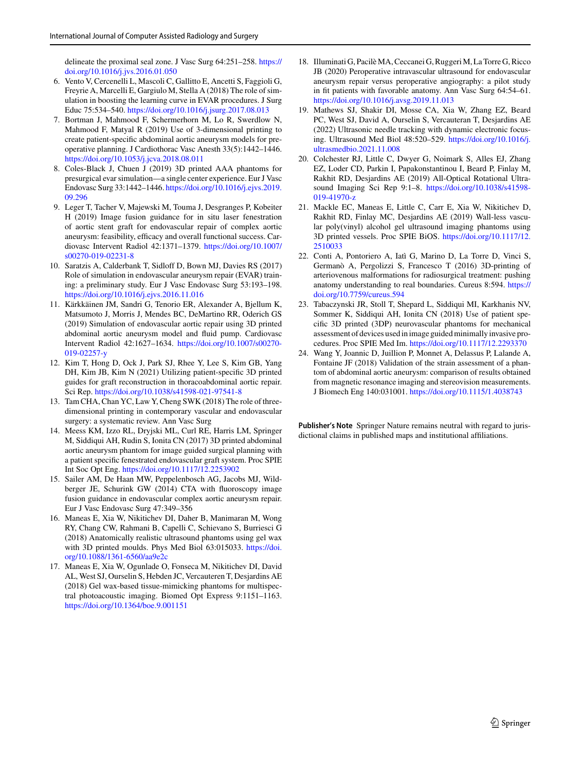delineate the proximal seal zone. J Vasc Surg 64:251–258. https://doi.org/10.1016/j.jvs.2016.01.050

6. Vento V, Cercenelli L, Mascoli C, Gallitto E, Ancetti S, Faggioli G, Freyrie A, Marcelli E, Gargiulo M, Stella A (2018) The role of simulation in boosting the learning curve in EVAR procedures. J Surg Educ 75:534–540. https://doi.org/10.1016/j.jsurg.2017.08.013
7. Bortman J, Mahmood F, Schermerhorn M, Lo R, Swerdlow N, Mahmood F, Matyal R (2019) Use of 3-dimensional printing to create patient-specific abdominal aortic aneurysm models for preoperative planning. J Cardiothorac Vasc Anesth 33(5):1442–1446. https://doi.org/10.1053/j.jcva.2018.08.011
8. Coles-Black J, Chuen J (2019) 3D printed AAA phantoms for presurgical evar simulation—a single center experience. Eur J Vasc Endovasc Surg 33:1442–1446. https://doi.org/10.1016/j.ejvs.2019.09.296
9. Leger T, Tacher V, Majewski M, Touma J, Desgranges P, Kobeiter H (2019) Image fusion guidance for in situ laser fenestration of aortic stent graft for endovascular repair of complex aortic aneurysm: feasibility, efficacy and overall functional success. Cardiovasc Intervent Radiol 42:1371–1379. https://doi.org/10.1007/s00270-019-02231-8
10. Saratzis A, Calderbank T, Sidloff D, Bown MJ, Davies RS (2017) Role of simulation in endovascular aneurysm repair (EVAR) training: a preliminary study. Eur J Vasc Endovasc Surg 53:193–198. https://doi.org/10.1016/j.ejvs.2016.11.016
11. Kärkkäinen JM, Sandri G, Tenorio ER, Alexander A, Bjellum K, Matsumoto J, Morris J, Mendes BC, DeMartino RR, Oderich GS (2019) Simulation of endovascular aortic repair using 3D printed abdominal aortic aneurysm model and fluid pump. Cardiovasc Intervent Radiol 42:1627–1634. https://doi.org/10.1007/s00270-019-02257-y
12. Kim T, Hong D, Ock J, Park SJ, Rhee Y, Lee S, Kim GB, Yang DH, Kim JB, Kim N (2021) Utilizing patient-specific 3D printed guides for graft reconstruction in thoracoabdominal aortic repair. Sci Rep. https://doi.org/10.1038/s41598-021-97541-8
13. Tam CHA, Chan YC, Law Y, Cheng SWK (2018) The role of three-dimensional printing in contemporary vascular and endovascular surgery: a systematic review. Ann Vasc Surg
14. Meess KM, Izzo RL, Dryjski ML, Curl RE, Harris LM, Springer M, Siddiqui AH, Rudin S, Ionita CN (2017) 3D printed abdominal aortic aneurysm phantom for image guided surgical planning with a patient specific fenestrated endovascular graft system. Proc SPIE Int Soc Opt Eng. https://doi.org/10.1117/12.2253902
15. Sailer AM, De Haan MW, Peppelenbosch AG, Jacobs MJ, Wildberger JE, Schurink GW (2014) CTA with fluoroscopy image fusion guidance in endovascular complex aortic aneurysm repair. Eur J Vasc Endovasc Surg 47:349–356
16. Maneas E, Xia W, Nikitichev DI, Daher B, Manimaran M, Wong RY, Chang CW, Rahmani B, Capelli C, Schievano S, Burriesci G (2018) Anatomically realistic ultrasound phantoms using gel wax with 3D printed moulds. Phys Med Biol 63:015033. https://doi.org/10.1088/1361-6560/aa9e2c
17. Maneas E, Xia W, Ogunlade O, Fonseca M, Nikitichev DI, David AL, West SJ, Ourselin S, Hebden JC, Vercauteren T, Desjardins AE (2018) Gel wax-based tissue-mimicking phantoms for multispectral photoacoustic imaging. Biomed Opt Express 9:1151–1163. https://doi.org/10.1364/boe.9.001151
18. Illuminati G, Pacilè MA, Ceccanei G, Ruggeri M, La Torre G, Ricco JB (2020) Peroperative intravascular ultrasound for endovascular aneurysm repair versus peroperative angiography: a pilot study in fit patients with favorable anatomy. Ann Vasc Surg 64:54–61. https://doi.org/10.1016/j.avsg.2019.11.013
19. Mathews SJ, Shakir DI, Mosse CA, Xia W, Zhang EZ, Beard PC, West SJ, David A, Ourselin S, Vercauteran T, Desjardins AE (2022) Ultrasonic needle tracking with dynamic electronic focusing. Ultrasound Med Biol 48:520–529. https://doi.org/10.1016/j.ultrasmedbio.2021.11.008
20. Colchester RJ, Little C, Dwyer G, Noimark S, Alles EJ, Zhang EZ, Loder CD, Parkin I, Papakonstantinou I, Beard P, Finlay M, Rakhit RD, Desjardins AE (2019) All-Optical Rotational Ultrasound Imaging Sci Rep 9:1–8. https://doi.org/10.1038/s41598-019-41970-z
21. Mackle EC, Maneas E, Little C, Carr E, Xia W, Nikitichev D, Rakhit RD, Finlay MC, Desjardins AE (2019) Wall-less vascular poly(vinyl) alcohol gel ultrasound imaging phantoms using 3D printed vessels. Proc SPIE BiOS. https://doi.org/10.1117/12.2510033
22. Conti A, Pontoriero A, Iatì G, Marino D, La Torre D, Vinci S, Germanò A, Pergolizzi S, Francesco T (2016) 3D-printing of arteriovenous malformations for radiosurgical treatment: pushing anatomy understanding to real boundaries. Cureus 8:594. https://doi.org/10.7759/cureus.594
23. Tabaczynski JR, Stoll T, Shepard L, Siddiqui MI, Karkhanis NV, Sommer K, Siddiqui AH, Ionita CN (2018) Use of patient specific 3D printed (3DP) neurovascular phantoms for mechanical assessment of devices used in image guided minimally invasive procedures. Proc SPIE Med Im. https://doi.org/10.1117/12.2293370
24. Wang Y, Joannic D, Juillion P, Monnet A, Delassus P, Lalande A, Fontaine JF (2018) Validation of the strain assessment of a phantom of abdominal aortic aneurysm: comparison of results obtained from magnetic resonance imaging and stereovision measurements. J Biomech Eng 140:031001. https://doi.org/10.1115/1.4038743

**Publisher's Note** Springer Nature remains neutral with regard to jurisdictional claims in published maps and institutional affiliations.